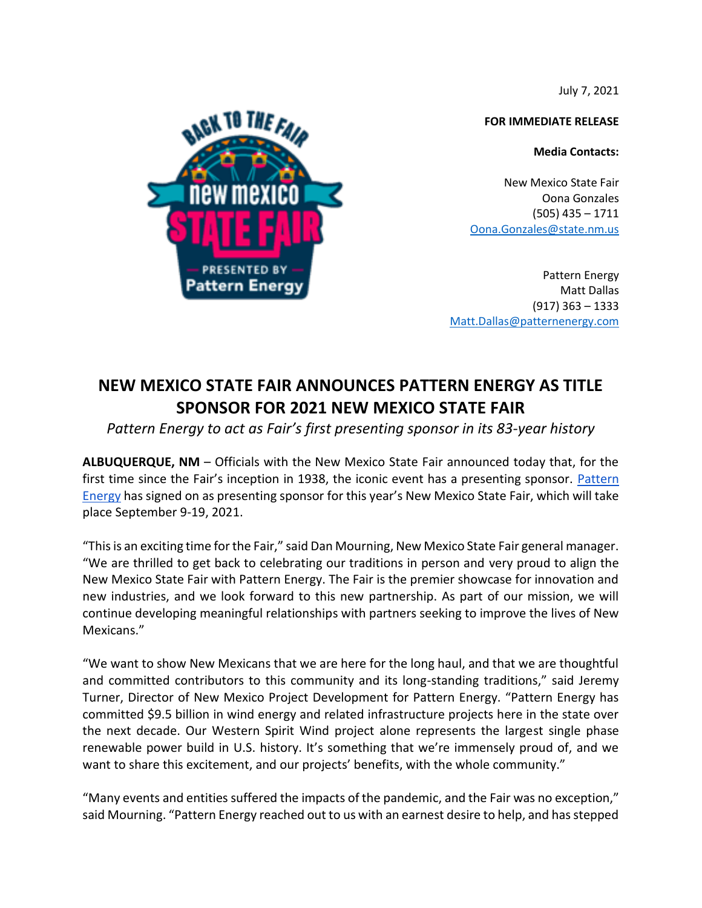July 7, 2021

**FOR IMMEDIATE RELEASE**

**Media Contacts:**

New Mexico State Fair
Oona Gonzales
(505) 435 – 1711
[Oona.Gonzales@state.nm.us](mailto:Oona.Gonzales@state.nm.us)

Pattern Energy
Matt Dallas
(917) 363 – 1333
[Matt.Dallas@patternenergy.com](mailto:Matt.Dallas@patternenergy.com)

# NEW MEXICO STATE FAIR ANNOUNCES PATTERN ENERGY AS TITLE SPONSOR FOR 2021 NEW MEXICO STATE FAIR

*Pattern Energy to act as Fair's first presenting sponsor in its 83-year history*

**ALBUQUERQUE, NM** – Officials with the New Mexico State Fair announced today that, for the first time since the Fair's inception in 1938, the iconic event has a presenting sponsor. Pattern Energy has signed on as presenting sponsor for this year's New Mexico State Fair, which will take place September 9-19, 2021.

"This is an exciting time for the Fair," said Dan Mourning, New Mexico State Fair general manager. "We are thrilled to get back to celebrating our traditions in person and very proud to align the New Mexico State Fair with Pattern Energy. The Fair is the premier showcase for innovation and new industries, and we look forward to this new partnership. As part of our mission, we will continue developing meaningful relationships with partners seeking to improve the lives of New Mexicans."

"We want to show New Mexicans that we are here for the long haul, and that we are thoughtful and committed contributors to this community and its long-standing traditions," said Jeremy Turner, Director of New Mexico Project Development for Pattern Energy. "Pattern Energy has committed $9.5 billion in wind energy and related infrastructure projects here in the state over the next decade. Our Western Spirit Wind project alone represents the largest single phase renewable power build in U.S. history. It's something that we're immensely proud of, and we want to share this excitement, and our projects' benefits, with the whole community."

"Many events and entities suffered the impacts of the pandemic, and the Fair was no exception," said Mourning. "Pattern Energy reached out to us with an earnest desire to help, and has stepped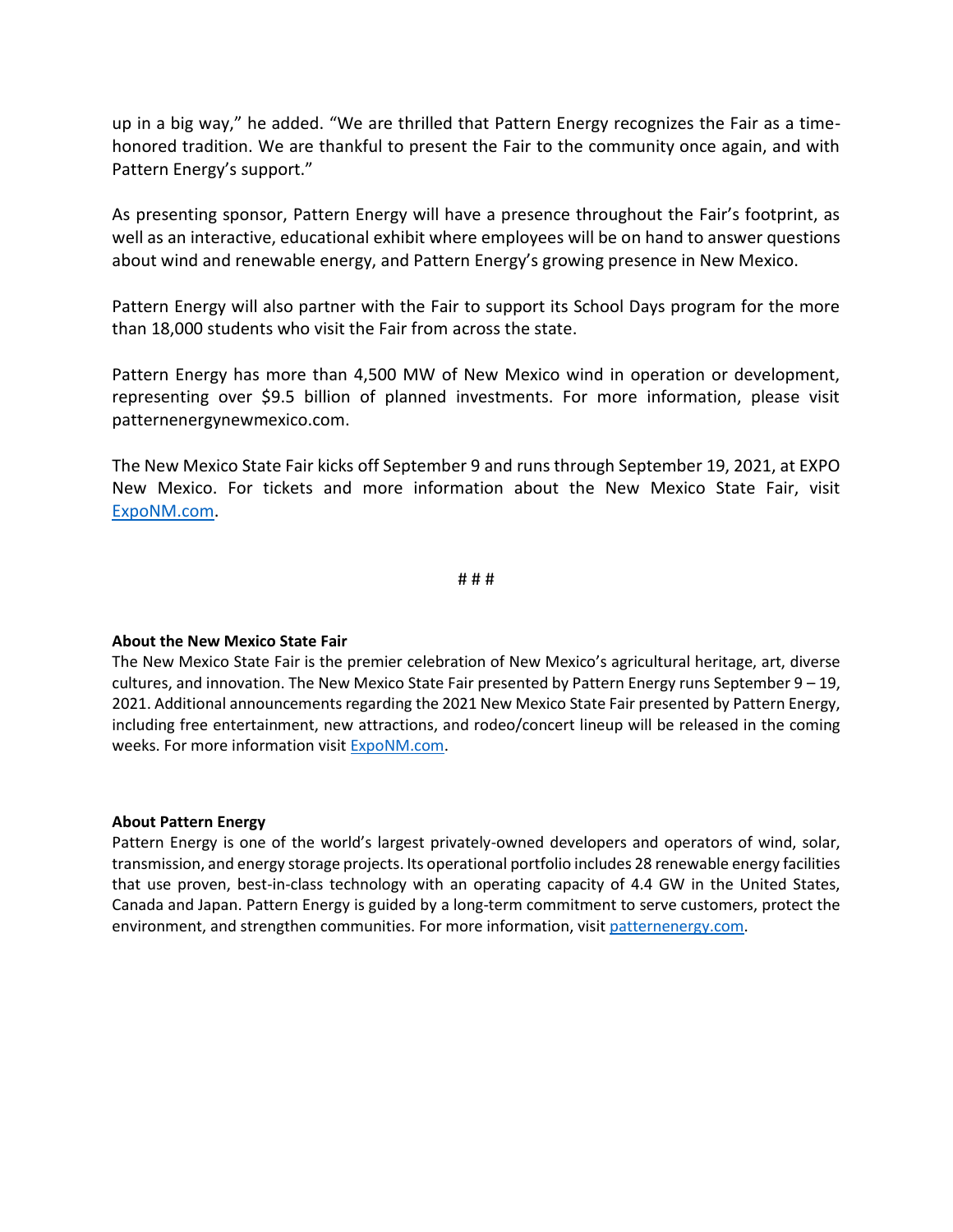up in a big way," he added. "We are thrilled that Pattern Energy recognizes the Fair as a time-honored tradition. We are thankful to present the Fair to the community once again, and with Pattern Energy's support."

As presenting sponsor, Pattern Energy will have a presence throughout the Fair's footprint, as well as an interactive, educational exhibit where employees will be on hand to answer questions about wind and renewable energy, and Pattern Energy's growing presence in New Mexico.

Pattern Energy will also partner with the Fair to support its School Days program for the more than 18,000 students who visit the Fair from across the state.

Pattern Energy has more than 4,500 MW of New Mexico wind in operation or development, representing over $9.5 billion of planned investments. For more information, please visit patternenergynewmexico.com.

The New Mexico State Fair kicks off September 9 and runs through September 19, 2021, at EXPO New Mexico. For tickets and more information about the New Mexico State Fair, visit [ExpoNM.com](ExpoNM.com).

# # #

**About the New Mexico State Fair**
The New Mexico State Fair is the premier celebration of New Mexico's agricultural heritage, art, diverse cultures, and innovation. The New Mexico State Fair presented by Pattern Energy runs September 9 – 19, 2021. Additional announcements regarding the 2021 New Mexico State Fair presented by Pattern Energy, including free entertainment, new attractions, and rodeo/concert lineup will be released in the coming weeks. For more information visit [ExpoNM.com](ExpoNM.com).

**About Pattern Energy**
Pattern Energy is one of the world's largest privately-owned developers and operators of wind, solar, transmission, and energy storage projects. Its operational portfolio includes 28 renewable energy facilities that use proven, best-in-class technology with an operating capacity of 4.4 GW in the United States, Canada and Japan. Pattern Energy is guided by a long-term commitment to serve customers, protect the environment, and strengthen communities. For more information, visit [patternenergy.com](patternenergy.com).